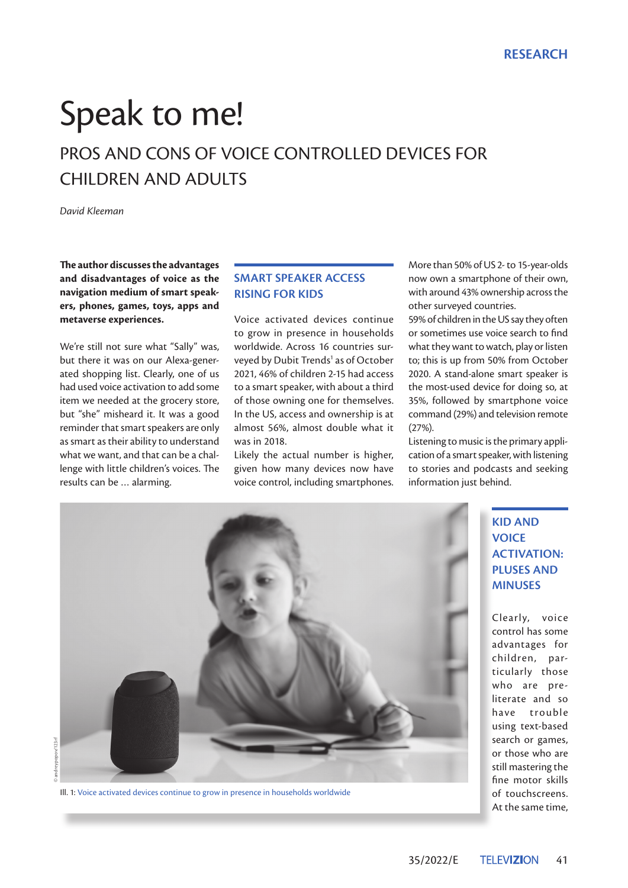# Speak to me!

## PROS AND CONS OF VOICE CONTROLLED DEVICES FOR CHILDREN AND ADULTS

*David Kleeman*

**The author discusses the advantages and disadvantages of voice as the navigation medium of smart speakers, phones, games, toys, apps and metaverse experiences.**

We're still not sure what "Sally" was, but there it was on our Alexa-generated shopping list. Clearly, one of us had used voice activation to add some item we needed at the grocery store, but "she" misheard it. It was a good reminder that smart speakers are only as smart as their ability to understand what we want, and that can be a challenge with little children's voices. The results can be … alarming.

### SMART SPEAKER ACCESS RISING FOR KIDS

Voice activated devices continue to grow in presence in households worldwide. Across 16 countries surveyed by Dubit Trends[1] as of October 2021, 46% of children 2-15 had access to a smart speaker, with about a third of those owning one for themselves. In the US, access and ownership is at almost 56%, almost double what it was in 2018.

Likely the actual number is higher, given how many devices now have voice control, including smartphones. More than 50% of US 2- to 15-year-olds now own a smartphone of their own, with around 43% ownership across the other surveyed countries.

59% of children in the US say they often or sometimes use voice search to find what they want to watch, play or listen to; this is up from 50% from October 2020. A stand-alone smart speaker is the most-used device for doing so, at 35%, followed by smartphone voice command (29%) and television remote (27%).

Listening to music is the primary application of a smart speaker, with listening to stories and podcasts and seeking information just behind.

Ill. 1: Voice activated devices continue to grow in presence in households worldwide

### KID AND VOICE ACTIVATION: PLUSES AND MINUSES

Clearly, voice control has some advantages for children, particularly those who are pre-literate and so have trouble using text-based search or games, or those who are still mastering the fine motor skills of touchscreens. At the same time,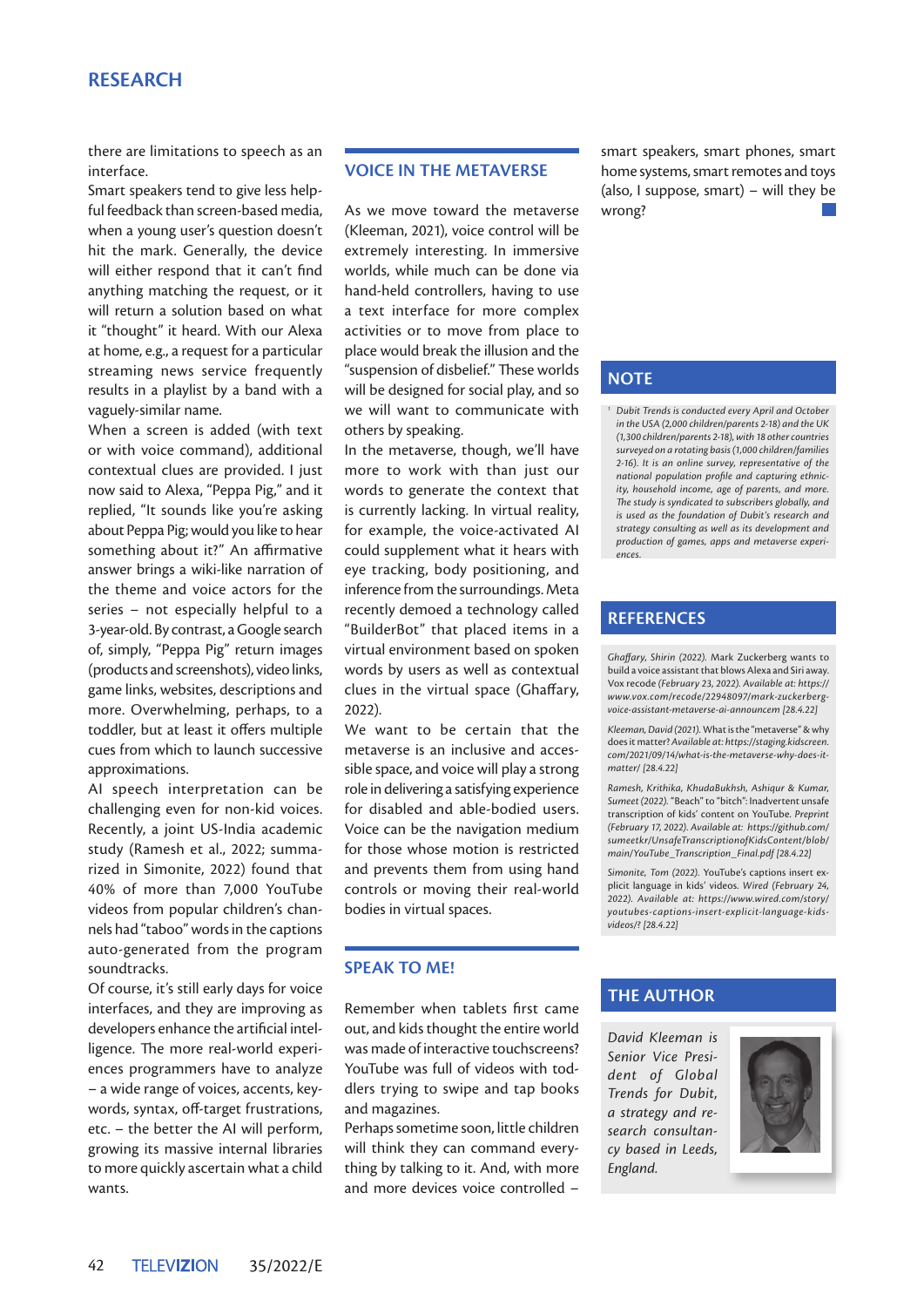there are limitations to speech as an interface.

Smart speakers tend to give less helpful feedback than screen-based media, when a young user's question doesn't hit the mark. Generally, the device will either respond that it can't find anything matching the request, or it will return a solution based on what it "thought" it heard. With our Alexa at home, e.g., a request for a particular streaming news service frequently results in a playlist by a band with a vaguely-similar name.

When a screen is added (with text or with voice command), additional contextual clues are provided. I just now said to Alexa, "Peppa Pig," and it replied, "It sounds like you're asking about Peppa Pig; would you like to hear something about it?" An affirmative answer brings a wiki-like narration of the theme and voice actors for the series – not especially helpful to a 3-year-old. By contrast, a Google search of, simply, "Peppa Pig" return images (products and screenshots), video links, game links, websites, descriptions and more. Overwhelming, perhaps, to a toddler, but at least it offers multiple cues from which to launch successive approximations.

AI speech interpretation can be challenging even for non-kid voices. Recently, a joint US-India academic study (Ramesh et al., 2022; summarized in Simonite, 2022) found that 40% of more than 7,000 YouTube videos from popular children's channels had "taboo" words in the captions auto-generated from the program soundtracks.

Of course, it's still early days for voice interfaces, and they are improving as developers enhance the artificial intelligence. The more real-world experiences programmers have to analyze – a wide range of voices, accents, keywords, syntax, off-target frustrations, etc. – the better the AI will perform, growing its massive internal libraries to more quickly ascertain what a child wants.

## VOICE IN THE METAVERSE

As we move toward the metaverse (Kleeman, 2021), voice control will be extremely interesting. In immersive worlds, while much can be done via hand-held controllers, having to use a text interface for more complex activities or to move from place to place would break the illusion and the "suspension of disbelief." These worlds will be designed for social play, and so we will want to communicate with others by speaking.

In the metaverse, though, we'll have more to work with than just our words to generate the context that is currently lacking. In virtual reality, for example, the voice-activated AI could supplement what it hears with eye tracking, body positioning, and inference from the surroundings. Meta recently demoed a technology called "BuilderBot" that placed items in a virtual environment based on spoken words by users as well as contextual clues in the virtual space (Ghaffary, 2022).

We want to be certain that the metaverse is an inclusive and accessible space, and voice will play a strong role in delivering a satisfying experience for disabled and able-bodied users. Voice can be the navigation medium for those whose motion is restricted and prevents them from using hand controls or moving their real-world bodies in virtual spaces.

## SPEAK TO ME!

Remember when tablets first came out, and kids thought the entire world was made of interactive touchscreens? YouTube was full of videos with toddlers trying to swipe and tap books and magazines.

Perhaps sometime soon, little children will think they can command everything by talking to it. And, with more and more devices voice controlled – smart speakers, smart phones, smart home systems, smart remotes and toys (also, I suppose, smart) – will they be wrong?

## NOTE

[1] *Dubit Trends is conducted every April and October in the USA (2,000 children/parents 2-18) and the UK (1,300 children/parents 2-18), with 18 other countries surveyed on a rotating basis (1,000 children/families 2-16). It is an online survey, representative of the national population profile and capturing ethnicity, household income, age of parents, and more. The study is syndicated to subscribers globally, and is used as the foundation of Dubit's research and strategy consulting as well as its development and production of games, apps and metaverse experiences.*

## REFERENCES

*Ghaffary, Shirin (2022).* Mark Zuckerberg wants to build a voice assistant that blows Alexa and Siri away. Vox recode *(February 23, 2022). Available at: https://www.vox.com/recode/22948097/mark-zuckerberg-voice-assistant-metaverse-ai-announcem [28.4.22]*

*Kleeman, David (2021).* What is the "metaverse" & why does it matter? *Available at: https://staging.kidscreen.com/2021/09/14/what-is-the-metaverse-why-does-it-matter/ [28.4.22]*

*Ramesh, Krithika, KhudaBukhsh, Ashiqur & Kumar, Sumeet (2022).* "Beach" to "bitch": Inadvertent unsafe transcription of kids' content on YouTube. *Preprint (February 17, 2022). Available at: https://github.com/sumeetkr/UnsafeTranscriptionofKidsContent/blob/main/YouTube_Transcription_Final.pdf [28.4.22]*

*Simonite, Tom (2022).* YouTube's captions insert explicit language in kids' videos. *Wired (February 24, 2022). Available at: https://www.wired.com/story/youtubes-captions-insert-explicit-language-kids-videos/? [28.4.22]*

## THE AUTHOR

*David Kleeman is Senior Vice President of Global Trends for Dubit, a strategy and research consultancy based in Leeds, England.*